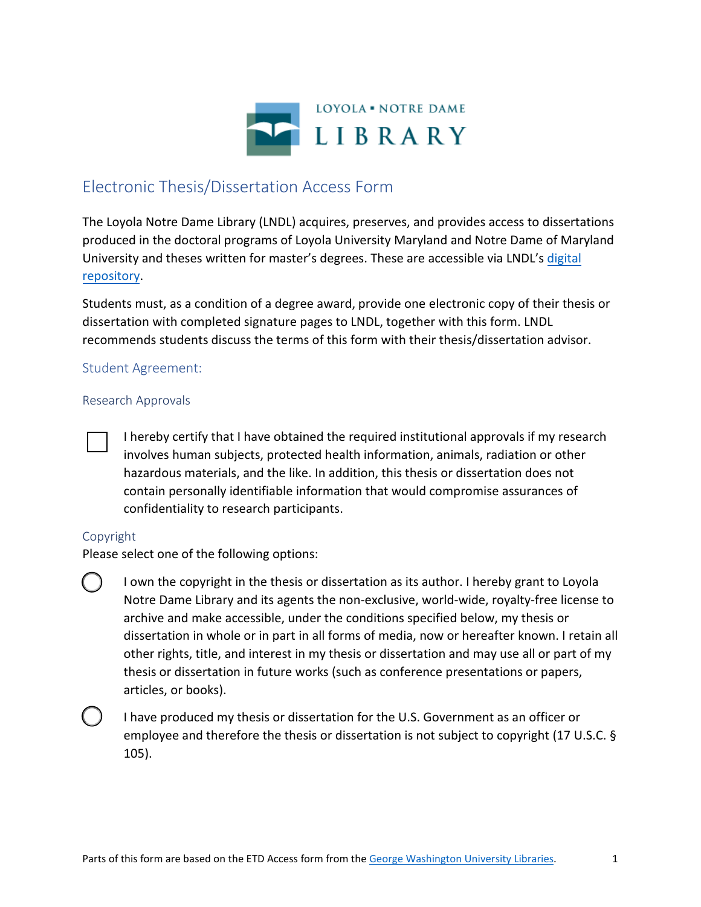LOYOLA ▪ NOTRE DAME LIBRARY

# Electronic Thesis/Dissertation Access Form

The Loyola Notre Dame Library (LNDL) acquires, preserves, and provides access to dissertations produced in the doctoral programs of Loyola University Maryland and Notre Dame of Maryland University and theses written for master's degrees. These are accessible via LNDL's [digital repository](digital repository).

Students must, as a condition of a degree award, provide one electronic copy of their thesis or dissertation with completed signature pages to LNDL, together with this form. LNDL recommends students discuss the terms of this form with their thesis/dissertation advisor.

## Student Agreement:

### Research Approvals

☐ I hereby certify that I have obtained the required institutional approvals if my research involves human subjects, protected health information, animals, radiation or other hazardous materials, and the like. In addition, this thesis or dissertation does not contain personally identifiable information that would compromise assurances of confidentiality to research participants.

### Copyright

Please select one of the following options:

◯ I own the copyright in the thesis or dissertation as its author. I hereby grant to Loyola Notre Dame Library and its agents the non-exclusive, world-wide, royalty-free license to archive and make accessible, under the conditions specified below, my thesis or dissertation in whole or in part in all forms of media, now or hereafter known. I retain all other rights, title, and interest in my thesis or dissertation and may use all or part of my thesis or dissertation in future works (such as conference presentations or papers, articles, or books).

◯ I have produced my thesis or dissertation for the U.S. Government as an officer or employee and therefore the thesis or dissertation is not subject to copyright (17 U.S.C. § 105).

Parts of this form are based on the ETD Access form from the George Washington University Libraries.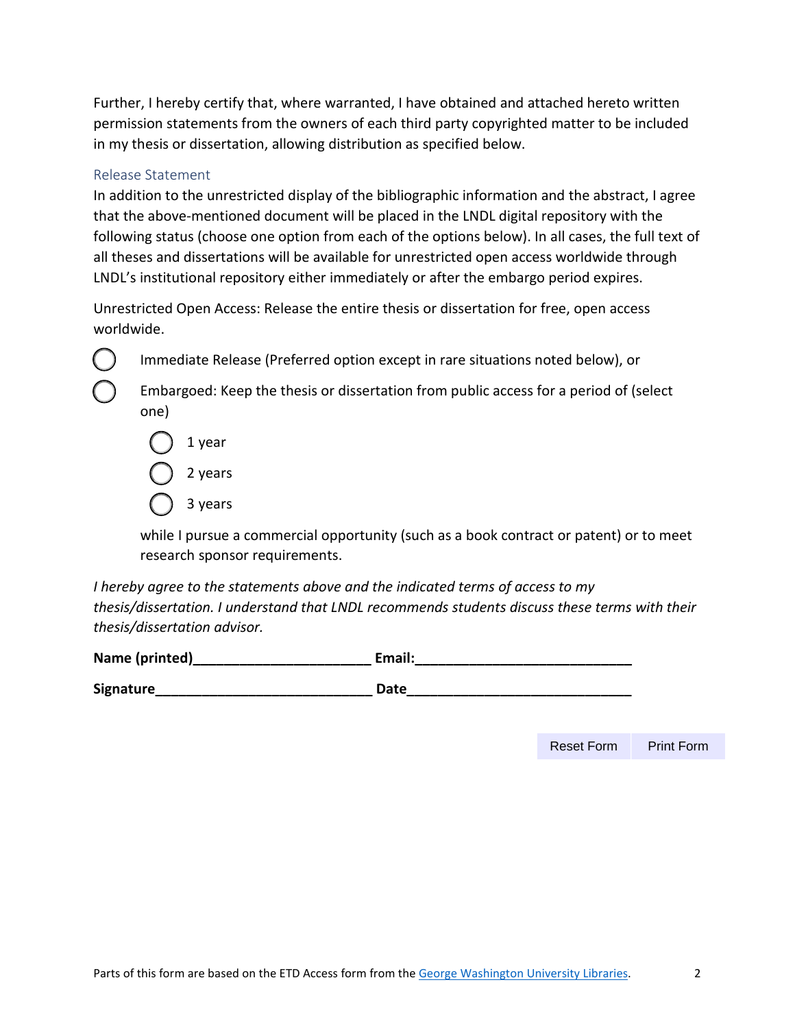Further, I hereby certify that, where warranted, I have obtained and attached hereto written permission statements from the owners of each third party copyrighted matter to be included in my thesis or dissertation, allowing distribution as specified below.

## Release Statement

In addition to the unrestricted display of the bibliographic information and the abstract, I agree that the above-mentioned document will be placed in the LNDL digital repository with the following status (choose one option from each of the options below). In all cases, the full text of all theses and dissertations will be available for unrestricted open access worldwide through LNDL's institutional repository either immediately or after the embargo period expires.

Unrestricted Open Access: Release the entire thesis or dissertation for free, open access worldwide.

- ◯ Immediate Release (Preferred option except in rare situations noted below), or
- ◯ Embargoed: Keep the thesis or dissertation from public access for a period of (select one)
  - ◯ 1 year
  - ◯ 2 years
  - ◯ 3 years

  while I pursue a commercial opportunity (such as a book contract or patent) or to meet research sponsor requirements.

*I hereby agree to the statements above and the indicated terms of access to my thesis/dissertation. I understand that LNDL recommends students discuss these terms with their thesis/dissertation advisor.*

**Name (printed)**_______________________ **Email:**____________________________

**Signature**____________________________ **Date**_____________________________

Reset Form    Print Form

Parts of this form are based on the ETD Access form from the [George Washington University Libraries](George Washington University Libraries).